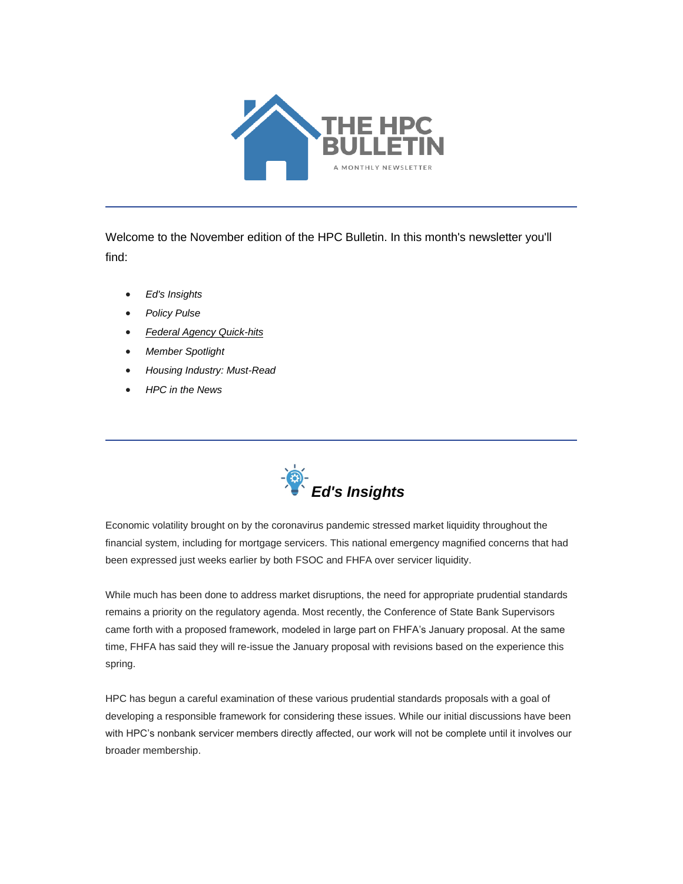# THE HPC BULLETIN

A MONTHLY NEWSLETTER

---

Welcome to the November edition of the HPC Bulletin. In this month's newsletter you'll find:

- *Ed's Insights*
- *Policy Pulse*
- *Federal Agency Quick-hits*
- *Member Spotlight*
- *Housing Industry: Must-Read*
- *HPC in the News*

---

## *Ed's Insights*

Economic volatility brought on by the coronavirus pandemic stressed market liquidity throughout the financial system, including for mortgage servicers. This national emergency magnified concerns that had been expressed just weeks earlier by both FSOC and FHFA over servicer liquidity.

While much has been done to address market disruptions, the need for appropriate prudential standards remains a priority on the regulatory agenda. Most recently, the Conference of State Bank Supervisors came forth with a proposed framework, modeled in large part on FHFA's January proposal. At the same time, FHFA has said they will re-issue the January proposal with revisions based on the experience this spring.

HPC has begun a careful examination of these various prudential standards proposals with a goal of developing a responsible framework for considering these issues. While our initial discussions have been with HPC's nonbank servicer members directly affected, our work will not be complete until it involves our broader membership.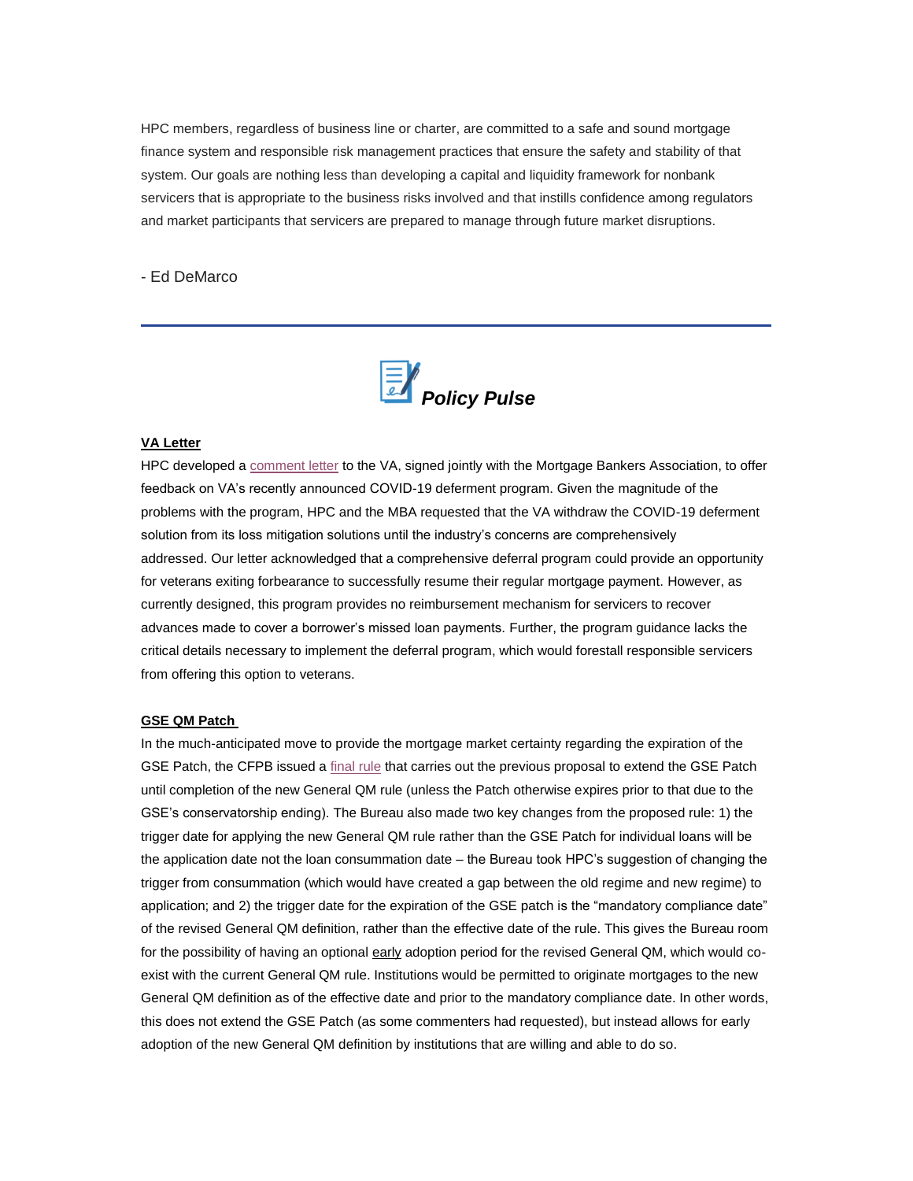HPC members, regardless of business line or charter, are committed to a safe and sound mortgage finance system and responsible risk management practices that ensure the safety and stability of that system. Our goals are nothing less than developing a capital and liquidity framework for nonbank servicers that is appropriate to the business risks involved and that instills confidence among regulators and market participants that servicers are prepared to manage through future market disruptions.

\- Ed DeMarco

---

## *Policy Pulse*

**VA Letter**

HPC developed a comment letter to the VA, signed jointly with the Mortgage Bankers Association, to offer feedback on VA's recently announced COVID-19 deferment program. Given the magnitude of the problems with the program, HPC and the MBA requested that the VA withdraw the COVID-19 deferment solution from its loss mitigation solutions until the industry's concerns are comprehensively addressed. Our letter acknowledged that a comprehensive deferral program could provide an opportunity for veterans exiting forbearance to successfully resume their regular mortgage payment. However, as currently designed, this program provides no reimbursement mechanism for servicers to recover advances made to cover a borrower's missed loan payments. Further, the program guidance lacks the critical details necessary to implement the deferral program, which would forestall responsible servicers from offering this option to veterans.

**GSE QM Patch**

In the much-anticipated move to provide the mortgage market certainty regarding the expiration of the GSE Patch, the CFPB issued a final rule that carries out the previous proposal to extend the GSE Patch until completion of the new General QM rule (unless the Patch otherwise expires prior to that due to the GSE's conservatorship ending). The Bureau also made two key changes from the proposed rule: 1) the trigger date for applying the new General QM rule rather than the GSE Patch for individual loans will be the application date not the loan consummation date – the Bureau took HPC's suggestion of changing the trigger from consummation (which would have created a gap between the old regime and new regime) to application; and 2) the trigger date for the expiration of the GSE patch is the "mandatory compliance date" of the revised General QM definition, rather than the effective date of the rule. This gives the Bureau room for the possibility of having an optional early adoption period for the revised General QM, which would co-exist with the current General QM rule. Institutions would be permitted to originate mortgages to the new General QM definition as of the effective date and prior to the mandatory compliance date. In other words, this does not extend the GSE Patch (as some commenters had requested), but instead allows for early adoption of the new General QM definition by institutions that are willing and able to do so.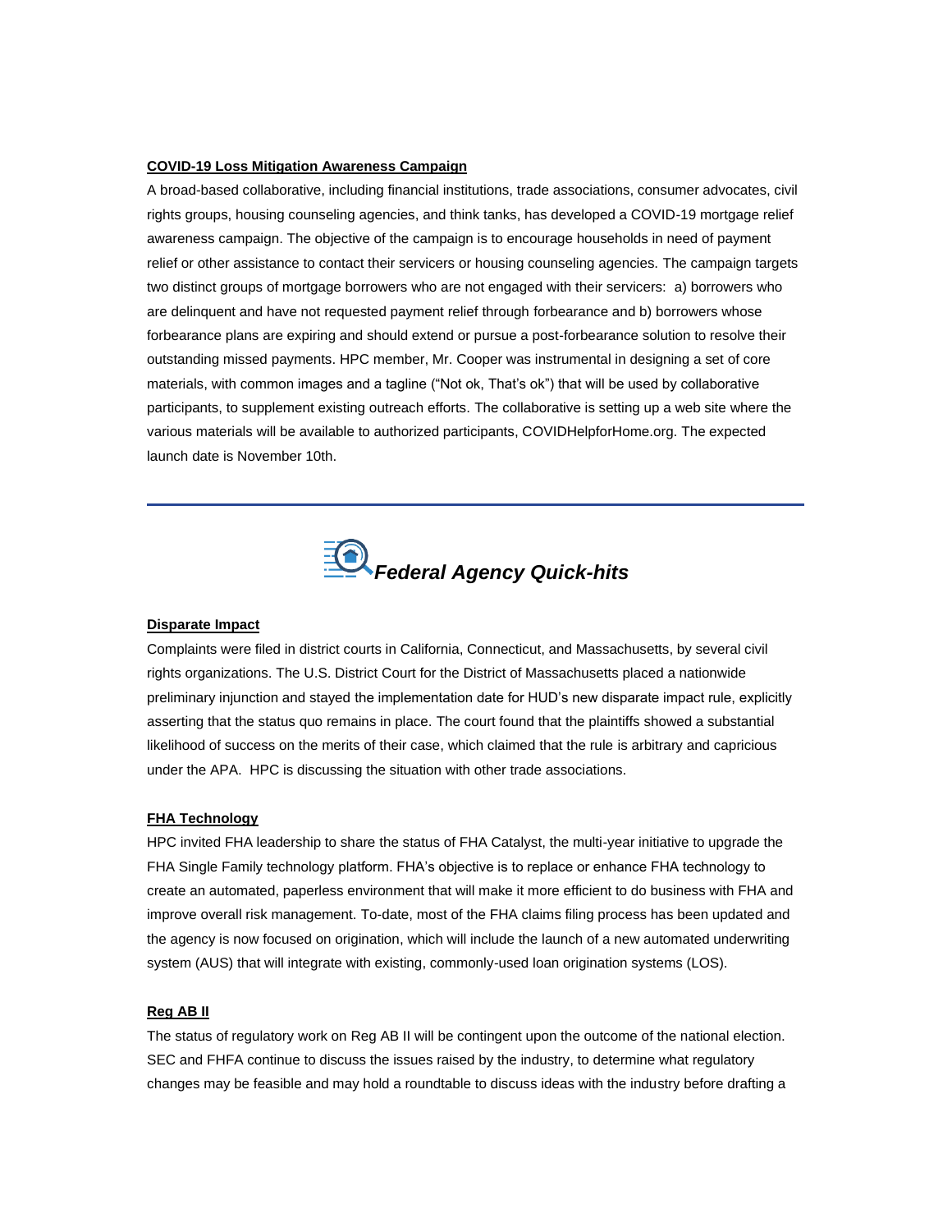**COVID-19 Loss Mitigation Awareness Campaign**

A broad-based collaborative, including financial institutions, trade associations, consumer advocates, civil rights groups, housing counseling agencies, and think tanks, has developed a COVID-19 mortgage relief awareness campaign. The objective of the campaign is to encourage households in need of payment relief or other assistance to contact their servicers or housing counseling agencies. The campaign targets two distinct groups of mortgage borrowers who are not engaged with their servicers: a) borrowers who are delinquent and have not requested payment relief through forbearance and b) borrowers whose forbearance plans are expiring and should extend or pursue a post-forbearance solution to resolve their outstanding missed payments. HPC member, Mr. Cooper was instrumental in designing a set of core materials, with common images and a tagline ("Not ok, That's ok") that will be used by collaborative participants, to supplement existing outreach efforts. The collaborative is setting up a web site where the various materials will be available to authorized participants, COVIDHelpforHome.org. The expected launch date is November 10th.

---

## *Federal Agency Quick-hits*

**Disparate Impact**

Complaints were filed in district courts in California, Connecticut, and Massachusetts, by several civil rights organizations. The U.S. District Court for the District of Massachusetts placed a nationwide preliminary injunction and stayed the implementation date for HUD's new disparate impact rule, explicitly asserting that the status quo remains in place. The court found that the plaintiffs showed a substantial likelihood of success on the merits of their case, which claimed that the rule is arbitrary and capricious under the APA. HPC is discussing the situation with other trade associations.

**FHA Technology**

HPC invited FHA leadership to share the status of FHA Catalyst, the multi-year initiative to upgrade the FHA Single Family technology platform. FHA's objective is to replace or enhance FHA technology to create an automated, paperless environment that will make it more efficient to do business with FHA and improve overall risk management. To-date, most of the FHA claims filing process has been updated and the agency is now focused on origination, which will include the launch of a new automated underwriting system (AUS) that will integrate with existing, commonly-used loan origination systems (LOS).

**Reg AB II**

The status of regulatory work on Reg AB II will be contingent upon the outcome of the national election. SEC and FHFA continue to discuss the issues raised by the industry, to determine what regulatory changes may be feasible and may hold a roundtable to discuss ideas with the industry before drafting a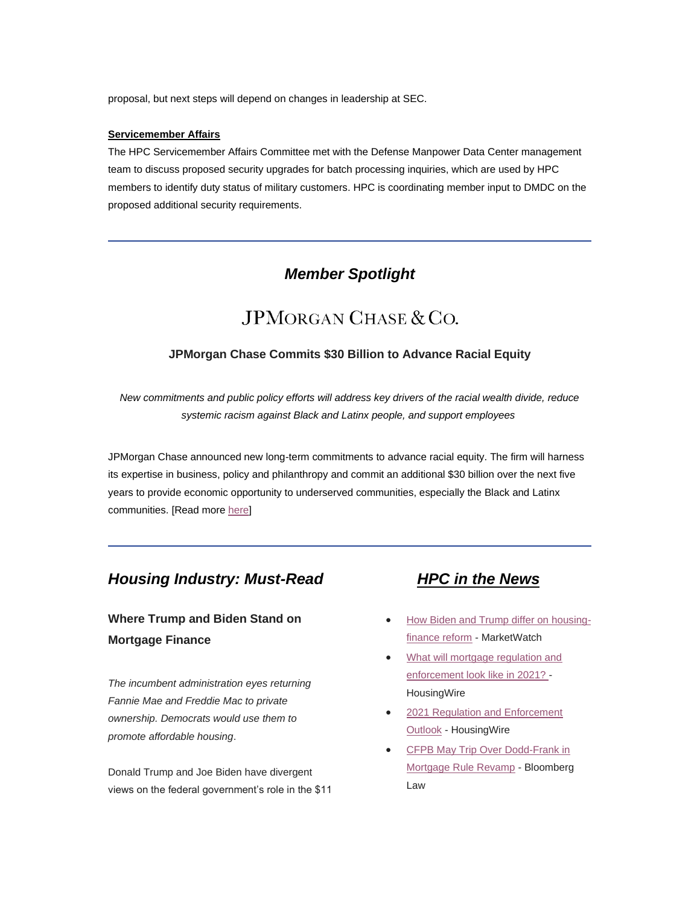proposal, but next steps will depend on changes in leadership at SEC.

**Servicemember Affairs**

The HPC Servicemember Affairs Committee met with the Defense Manpower Data Center management team to discuss proposed security upgrades for batch processing inquiries, which are used by HPC members to identify duty status of military customers. HPC is coordinating member input to DMDC on the proposed additional security requirements.

---

## *Member Spotlight*

JPMORGAN CHASE & CO.

**JPMorgan Chase Commits $30 Billion to Advance Racial Equity**

*New commitments and public policy efforts will address key drivers of the racial wealth divide, reduce systemic racism against Black and Latinx people, and support employees*

JPMorgan Chase announced new long-term commitments to advance racial equity. The firm will harness its expertise in business, policy and philanthropy and commit an additional $30 billion over the next five years to provide economic opportunity to underserved communities, especially the Black and Latinx communities. [Read more here]

---

## *Housing Industry: Must-Read*

### Where Trump and Biden Stand on Mortgage Finance

*The incumbent administration eyes returning Fannie Mae and Freddie Mac to private ownership. Democrats would use them to promote affordable housing*.

Donald Trump and Joe Biden have divergent views on the federal government's role in the $11

## *HPC in the News*

- How Biden and Trump differ on housing-finance reform - MarketWatch
- What will mortgage regulation and enforcement look like in 2021? - HousingWire
- 2021 Regulation and Enforcement Outlook - HousingWire
- CFPB May Trip Over Dodd-Frank in Mortgage Rule Revamp - Bloomberg Law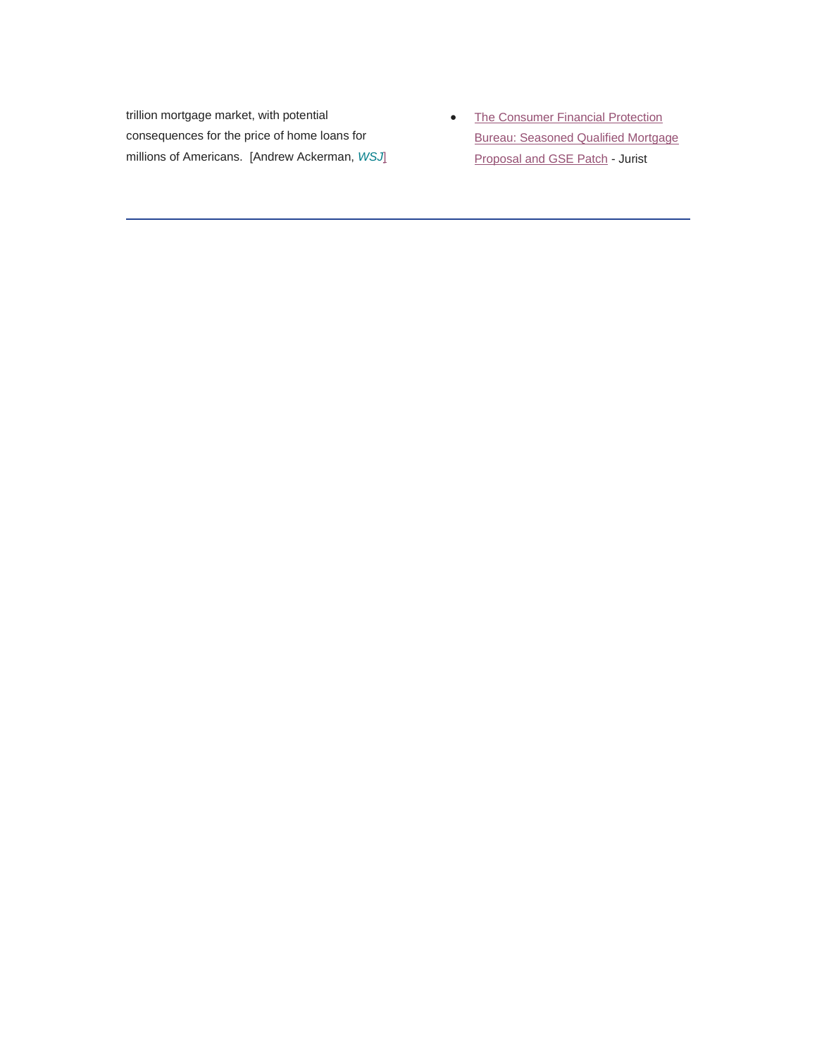trillion mortgage market, with potential consequences for the price of home loans for millions of Americans. [Andrew Ackerman, *WSJ*]

- The Consumer Financial Protection Bureau: Seasoned Qualified Mortgage Proposal and GSE Patch - Jurist

---